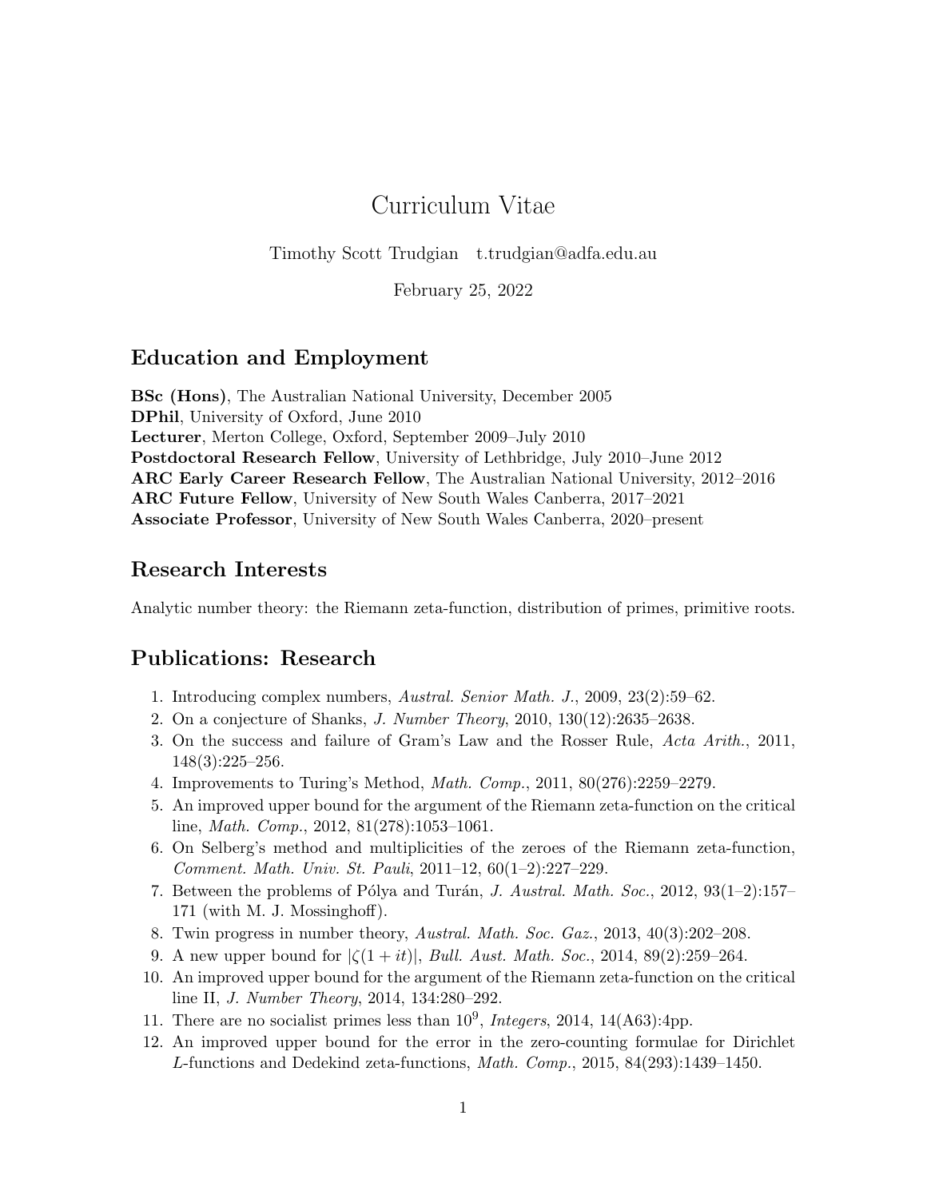# Curriculum Vitae

Timothy Scott Trudgian t.trudgian@adfa.edu.au

February 25, 2022

## Education and Employment

**BSc (Hons)**, The Australian National University, December 2005
**DPhil**, University of Oxford, June 2010
**Lecturer**, Merton College, Oxford, September 2009–July 2010
**Postdoctoral Research Fellow**, University of Lethbridge, July 2010–June 2012
**ARC Early Career Research Fellow**, The Australian National University, 2012–2016
**ARC Future Fellow**, University of New South Wales Canberra, 2017–2021
**Associate Professor**, University of New South Wales Canberra, 2020–present

## Research Interests

Analytic number theory: the Riemann zeta-function, distribution of primes, primitive roots.

## Publications: Research

1. Introducing complex numbers, *Austral. Senior Math. J.*, 2009, 23(2):59–62.
2. On a conjecture of Shanks, *J. Number Theory*, 2010, 130(12):2635–2638.
3. On the success and failure of Gram's Law and the Rosser Rule, *Acta Arith.*, 2011, 148(3):225–256.
4. Improvements to Turing's Method, *Math. Comp.*, 2011, 80(276):2259–2279.
5. An improved upper bound for the argument of the Riemann zeta-function on the critical line, *Math. Comp.*, 2012, 81(278):1053–1061.
6. On Selberg's method and multiplicities of the zeroes of the Riemann zeta-function, *Comment. Math. Univ. St. Pauli*, 2011–12, 60(1–2):227–229.
7. Between the problems of Pólya and Turán, *J. Austral. Math. Soc.*, 2012, 93(1–2):157–171 (with M. J. Mossinghoff).
8. Twin progress in number theory, *Austral. Math. Soc. Gaz.*, 2013, 40(3):202–208.
9. A new upper bound for $|\zeta(1 + it)|$, *Bull. Aust. Math. Soc.*, 2014, 89(2):259–264.
10. An improved upper bound for the argument of the Riemann zeta-function on the critical line II, *J. Number Theory*, 2014, 134:280–292.
11. There are no socialist primes less than $10^9$, *Integers*, 2014, 14(A63):4pp.
12. An improved upper bound for the error in the zero-counting formulae for Dirichlet $L$-functions and Dedekind zeta-functions, *Math. Comp.*, 2015, 84(293):1439–1450.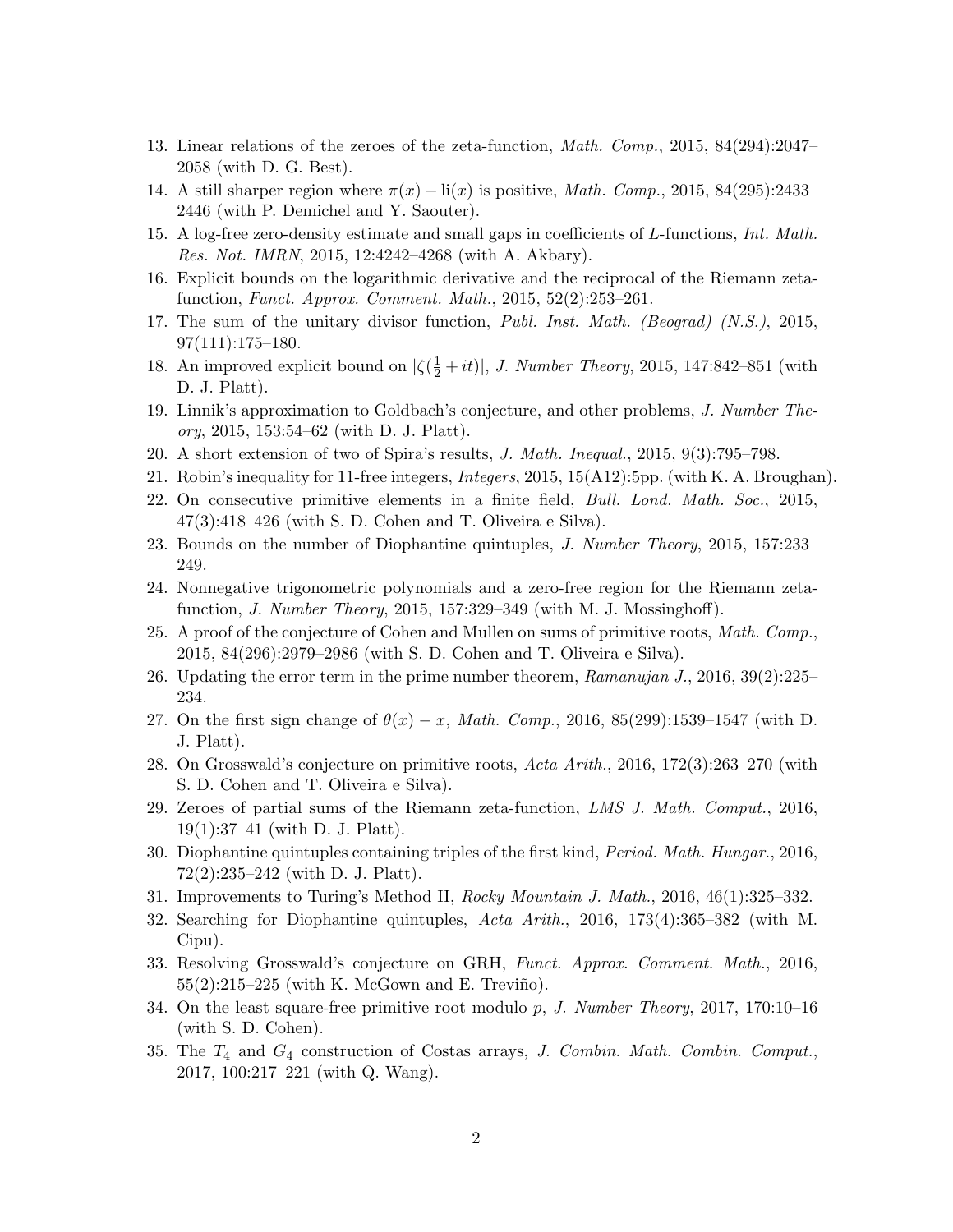13. Linear relations of the zeroes of the zeta-function, *Math. Comp.*, 2015, 84(294):2047–2058 (with D. G. Best).
14. A still sharper region where $\pi(x) - \mathrm{li}(x)$ is positive, *Math. Comp.*, 2015, 84(295):2433–2446 (with P. Demichel and Y. Saouter).
15. A log-free zero-density estimate and small gaps in coefficients of $L$-functions, *Int. Math. Res. Not. IMRN*, 2015, 12:4242–4268 (with A. Akbary).
16. Explicit bounds on the logarithmic derivative and the reciprocal of the Riemann zeta-function, *Funct. Approx. Comment. Math.*, 2015, 52(2):253–261.
17. The sum of the unitary divisor function, *Publ. Inst. Math. (Beograd) (N.S.)*, 2015, 97(111):175–180.
18. An improved explicit bound on $|\zeta(\frac{1}{2} + it)|$, *J. Number Theory*, 2015, 147:842–851 (with D. J. Platt).
19. Linnik's approximation to Goldbach's conjecture, and other problems, *J. Number Theory*, 2015, 153:54–62 (with D. J. Platt).
20. A short extension of two of Spira's results, *J. Math. Inequal.*, 2015, 9(3):795–798.
21. Robin's inequality for 11-free integers, *Integers*, 2015, 15(A12):5pp. (with K. A. Broughan).
22. On consecutive primitive elements in a finite field, *Bull. Lond. Math. Soc.*, 2015, 47(3):418–426 (with S. D. Cohen and T. Oliveira e Silva).
23. Bounds on the number of Diophantine quintuples, *J. Number Theory*, 2015, 157:233–249.
24. Nonnegative trigonometric polynomials and a zero-free region for the Riemann zeta-function, *J. Number Theory*, 2015, 157:329–349 (with M. J. Mossinghoff).
25. A proof of the conjecture of Cohen and Mullen on sums of primitive roots, *Math. Comp.*, 2015, 84(296):2979–2986 (with S. D. Cohen and T. Oliveira e Silva).
26. Updating the error term in the prime number theorem, *Ramanujan J.*, 2016, 39(2):225–234.
27. On the first sign change of $\theta(x) - x$, *Math. Comp.*, 2016, 85(299):1539–1547 (with D. J. Platt).
28. On Grosswald's conjecture on primitive roots, *Acta Arith.*, 2016, 172(3):263–270 (with S. D. Cohen and T. Oliveira e Silva).
29. Zeroes of partial sums of the Riemann zeta-function, *LMS J. Math. Comput.*, 2016, 19(1):37–41 (with D. J. Platt).
30. Diophantine quintuples containing triples of the first kind, *Period. Math. Hungar.*, 2016, 72(2):235–242 (with D. J. Platt).
31. Improvements to Turing's Method II, *Rocky Mountain J. Math.*, 2016, 46(1):325–332.
32. Searching for Diophantine quintuples, *Acta Arith.*, 2016, 173(4):365–382 (with M. Cipu).
33. Resolving Grosswald's conjecture on GRH, *Funct. Approx. Comment. Math.*, 2016, 55(2):215–225 (with K. McGown and E. Treviño).
34. On the least square-free primitive root modulo $p$, *J. Number Theory*, 2017, 170:10–16 (with S. D. Cohen).
35. The $T_4$ and $G_4$ construction of Costas arrays, *J. Combin. Math. Combin. Comput.*, 2017, 100:217–221 (with Q. Wang).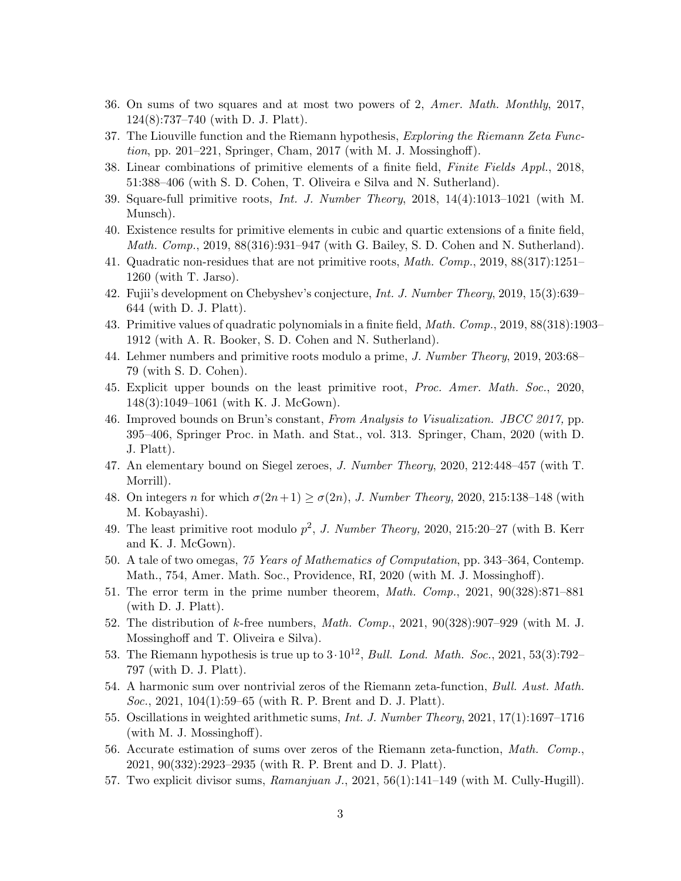36. On sums of two squares and at most two powers of 2, *Amer. Math. Monthly*, 2017, 124(8):737–740 (with D. J. Platt).
37. The Liouville function and the Riemann hypothesis, *Exploring the Riemann Zeta Function*, pp. 201–221, Springer, Cham, 2017 (with M. J. Mossinghoff).
38. Linear combinations of primitive elements of a finite field, *Finite Fields Appl.*, 2018, 51:388–406 (with S. D. Cohen, T. Oliveira e Silva and N. Sutherland).
39. Square-full primitive roots, *Int. J. Number Theory*, 2018, 14(4):1013–1021 (with M. Munsch).
40. Existence results for primitive elements in cubic and quartic extensions of a finite field, *Math. Comp.*, 2019, 88(316):931–947 (with G. Bailey, S. D. Cohen and N. Sutherland).
41. Quadratic non-residues that are not primitive roots, *Math. Comp.*, 2019, 88(317):1251–1260 (with T. Jarso).
42. Fujii's development on Chebyshev's conjecture, *Int. J. Number Theory*, 2019, 15(3):639–644 (with D. J. Platt).
43. Primitive values of quadratic polynomials in a finite field, *Math. Comp.*, 2019, 88(318):1903–1912 (with A. R. Booker, S. D. Cohen and N. Sutherland).
44. Lehmer numbers and primitive roots modulo a prime, *J. Number Theory*, 2019, 203:68–79 (with S. D. Cohen).
45. Explicit upper bounds on the least primitive root, *Proc. Amer. Math. Soc.*, 2020, 148(3):1049–1061 (with K. J. McGown).
46. Improved bounds on Brun's constant, *From Analysis to Visualization. JBCC 2017,* pp. 395–406, Springer Proc. in Math. and Stat., vol. 313. Springer, Cham, 2020 (with D. J. Platt).
47. An elementary bound on Siegel zeroes, *J. Number Theory*, 2020, 212:448–457 (with T. Morrill).
48. On integers $n$ for which $\sigma(2n+1) \geq \sigma(2n)$, *J. Number Theory,* 2020, 215:138–148 (with M. Kobayashi).
49. The least primitive root modulo $p^2$, *J. Number Theory,* 2020, 215:20–27 (with B. Kerr and K. J. McGown).
50. A tale of two omegas, *75 Years of Mathematics of Computation*, pp. 343–364, Contemp. Math., 754, Amer. Math. Soc., Providence, RI, 2020 (with M. J. Mossinghoff).
51. The error term in the prime number theorem, *Math. Comp.*, 2021, 90(328):871–881 (with D. J. Platt).
52. The distribution of $k$-free numbers, *Math. Comp.*, 2021, 90(328):907–929 (with M. J. Mossinghoff and T. Oliveira e Silva).
53. The Riemann hypothesis is true up to $3 \cdot 10^{12}$, *Bull. Lond. Math. Soc.*, 2021, 53(3):792–797 (with D. J. Platt).
54. A harmonic sum over nontrivial zeros of the Riemann zeta-function, *Bull. Aust. Math. Soc.*, 2021, 104(1):59–65 (with R. P. Brent and D. J. Platt).
55. Oscillations in weighted arithmetic sums, *Int. J. Number Theory*, 2021, 17(1):1697–1716 (with M. J. Mossinghoff).
56. Accurate estimation of sums over zeros of the Riemann zeta-function, *Math. Comp.*, 2021, 90(332):2923–2935 (with R. P. Brent and D. J. Platt).
57. Two explicit divisor sums, *Ramanjuan J.*, 2021, 56(1):141–149 (with M. Cully-Hugill).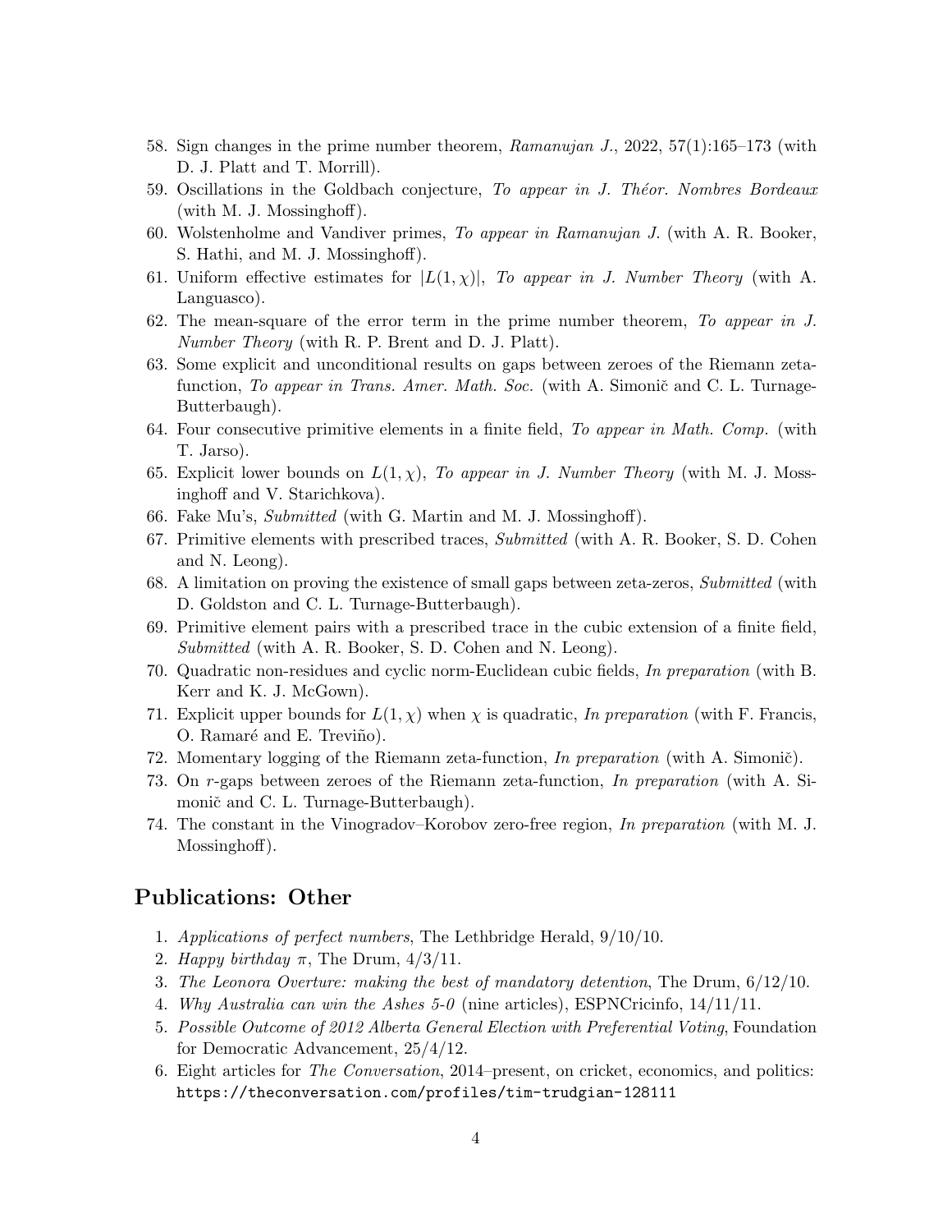58. Sign changes in the prime number theorem, *Ramanujan J.*, 2022, 57(1):165–173 (with D. J. Platt and T. Morrill).
59. Oscillations in the Goldbach conjecture, *To appear in J. Théor. Nombres Bordeaux* (with M. J. Mossinghoff).
60. Wolstenholme and Vandiver primes, *To appear in Ramanujan J.* (with A. R. Booker, S. Hathi, and M. J. Mossinghoff).
61. Uniform effective estimates for $|L(1, \chi)|$, *To appear in J. Number Theory* (with A. Languasco).
62. The mean-square of the error term in the prime number theorem, *To appear in J. Number Theory* (with R. P. Brent and D. J. Platt).
63. Some explicit and unconditional results on gaps between zeroes of the Riemann zeta-function, *To appear in Trans. Amer. Math. Soc.* (with A. Simonič and C. L. Turnage-Butterbaugh).
64. Four consecutive primitive elements in a finite field, *To appear in Math. Comp.* (with T. Jarso).
65. Explicit lower bounds on $L(1, \chi)$, *To appear in J. Number Theory* (with M. J. Mossinghoff and V. Starichkova).
66. Fake Mu's, *Submitted* (with G. Martin and M. J. Mossinghoff).
67. Primitive elements with prescribed traces, *Submitted* (with A. R. Booker, S. D. Cohen and N. Leong).
68. A limitation on proving the existence of small gaps between zeta-zeros, *Submitted* (with D. Goldston and C. L. Turnage-Butterbaugh).
69. Primitive element pairs with a prescribed trace in the cubic extension of a finite field, *Submitted* (with A. R. Booker, S. D. Cohen and N. Leong).
70. Quadratic non-residues and cyclic norm-Euclidean cubic fields, *In preparation* (with B. Kerr and K. J. McGown).
71. Explicit upper bounds for $L(1, \chi)$ when $\chi$ is quadratic, *In preparation* (with F. Francis, O. Ramaré and E. Treviño).
72. Momentary logging of the Riemann zeta-function, *In preparation* (with A. Simonič).
73. On $r$-gaps between zeroes of the Riemann zeta-function, *In preparation* (with A. Simonič and C. L. Turnage-Butterbaugh).
74. The constant in the Vinogradov–Korobov zero-free region, *In preparation* (with M. J. Mossinghoff).

## Publications: Other

1. *Applications of perfect numbers*, The Lethbridge Herald, 9/10/10.
2. *Happy birthday* $\pi$, The Drum, 4/3/11.
3. *The Leonora Overture: making the best of mandatory detention*, The Drum, 6/12/10.
4. *Why Australia can win the Ashes 5-0* (nine articles), ESPNCricinfo, 14/11/11.
5. *Possible Outcome of 2012 Alberta General Election with Preferential Voting*, Foundation for Democratic Advancement, 25/4/12.
6. Eight articles for *The Conversation*, 2014–present, on cricket, economics, and politics: `https://theconversation.com/profiles/tim-trudgian-128111`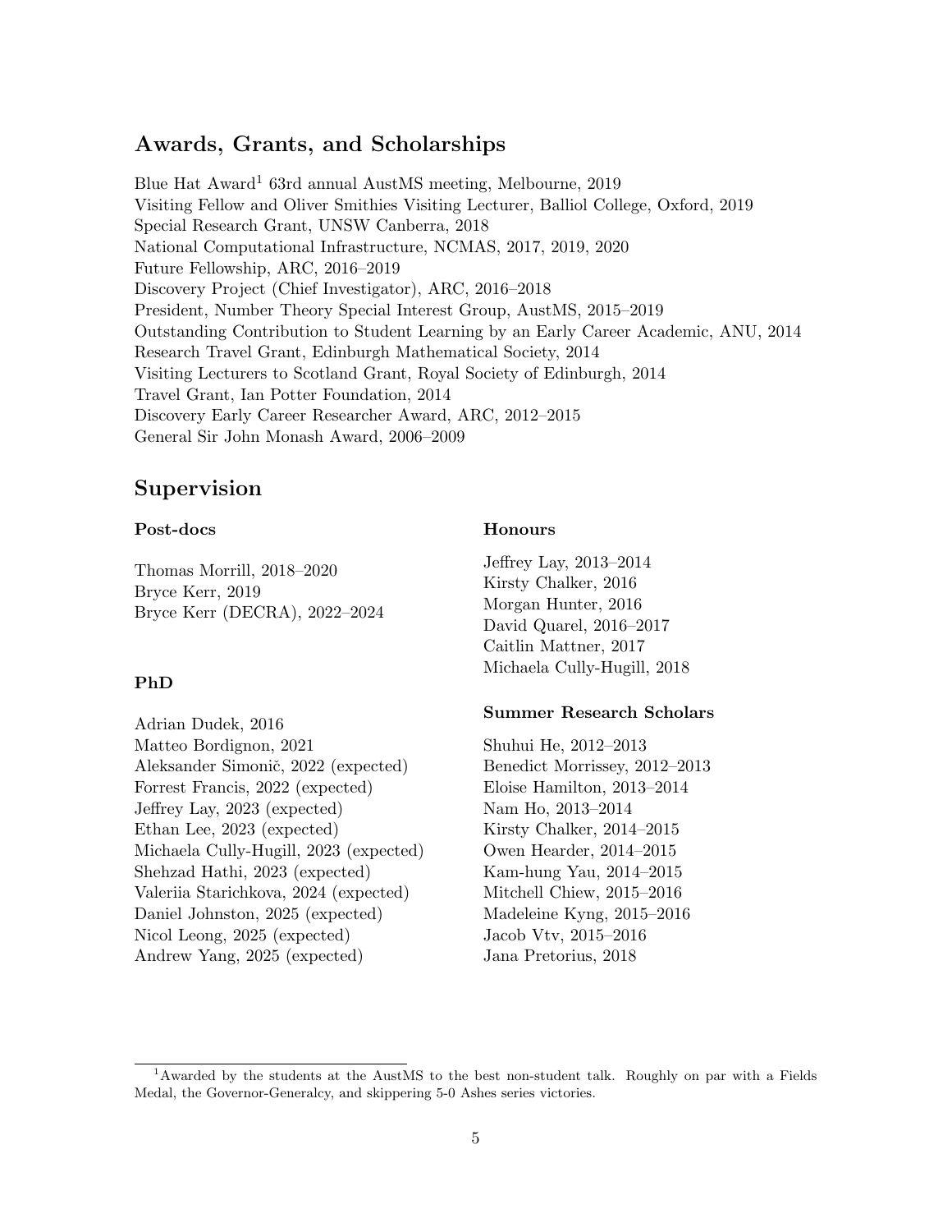## Awards, Grants, and Scholarships

Blue Hat Award[1] 63rd annual AustMS meeting, Melbourne, 2019
Visiting Fellow and Oliver Smithies Visiting Lecturer, Balliol College, Oxford, 2019
Special Research Grant, UNSW Canberra, 2018
National Computational Infrastructure, NCMAS, 2017, 2019, 2020
Future Fellowship, ARC, 2016–2019
Discovery Project (Chief Investigator), ARC, 2016–2018
President, Number Theory Special Interest Group, AustMS, 2015–2019
Outstanding Contribution to Student Learning by an Early Career Academic, ANU, 2014
Research Travel Grant, Edinburgh Mathematical Society, 2014
Visiting Lecturers to Scotland Grant, Royal Society of Edinburgh, 2014
Travel Grant, Ian Potter Foundation, 2014
Discovery Early Career Researcher Award, ARC, 2012–2015
General Sir John Monash Award, 2006–2009

## Supervision

### Post-docs

Thomas Morrill, 2018–2020
Bryce Kerr, 2019
Bryce Kerr (DECRA), 2022–2024

### PhD

Adrian Dudek, 2016
Matteo Bordignon, 2021
Aleksander Simonič, 2022 (expected)
Forrest Francis, 2022 (expected)
Jeffrey Lay, 2023 (expected)
Ethan Lee, 2023 (expected)
Michaela Cully-Hugill, 2023 (expected)
Shehzad Hathi, 2023 (expected)
Valeriia Starichkova, 2024 (expected)
Daniel Johnston, 2025 (expected)
Nicol Leong, 2025 (expected)
Andrew Yang, 2025 (expected)

### Honours

Jeffrey Lay, 2013–2014
Kirsty Chalker, 2016
Morgan Hunter, 2016
David Quarel, 2016–2017
Caitlin Mattner, 2017
Michaela Cully-Hugill, 2018

### Summer Research Scholars

Shuhui He, 2012–2013
Benedict Morrissey, 2012–2013
Eloise Hamilton, 2013–2014
Nam Ho, 2013–2014
Kirsty Chalker, 2014–2015
Owen Hearder, 2014–2015
Kam-hung Yau, 2014–2015
Mitchell Chiew, 2015–2016
Madeleine Kyng, 2015–2016
Jacob Vtv, 2015–2016
Jana Pretorius, 2018

---

[1] Awarded by the students at the AustMS to the best non-student talk. Roughly on par with a Fields Medal, the Governor-Generalcy, and skippering 5-0 Ashes series victories.